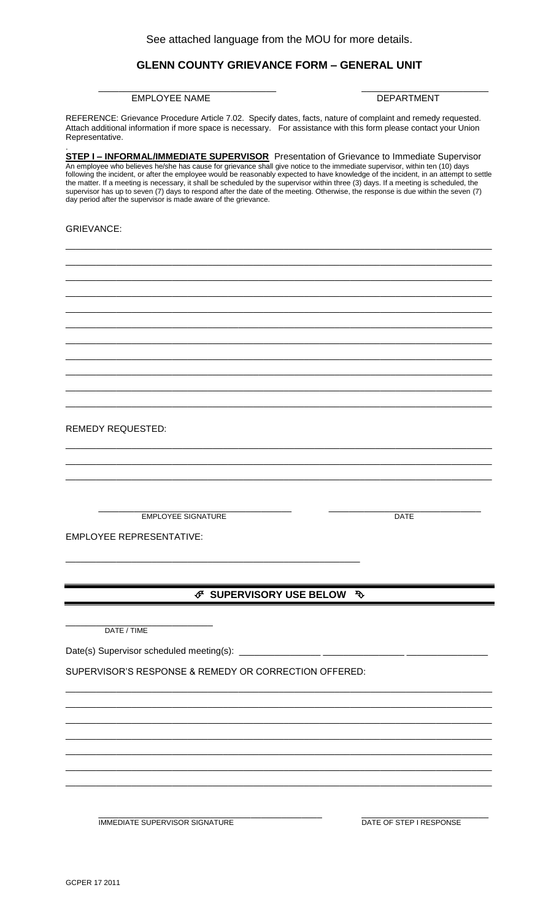See attached language from the MOU for more details.

## GLENN COUNTY GRIEVANCE FORM – GENERAL UNIT

\_\_\_\_\_\_\_\_\_\_\_\_\_\_\_\_\_\_\_\_\_\_\_\_\_\_\_\_\_\_\_\_\_\_ \_\_\_\_\_\_\_\_\_\_\_\_\_\_\_\_\_\_\_\_\_\_\_\_\_

EMPLOYEE NAME DEPARTMENT

REFERENCE: Grievance Procedure Article 7.02. Specify dates, facts, nature of complaint and remedy requested. Attach additional information if more space is necessary. For assistance with this form please contact your Union Representative.

**STEP I – INFORMAL/IMMEDIATE SUPERVISOR** Presentation of Grievance to Immediate Supervisor

An employee who believes he/she has cause for grievance shall give notice to the immediate supervisor, within ten (10) days following the incident, or after the employee would be reasonably expected to have knowledge of the incident, in an attempt to settle the matter. If a meeting is necessary, it shall be scheduled by the supervisor within three (3) days. If a meeting is scheduled, the supervisor has up to seven (7) days to respond after the date of the meeting. Otherwise, the response is due within the seven (7) day period after the supervisor is made aware of the grievance.

GRIEVANCE:

\_\_\_\_\_\_\_\_\_\_\_\_\_\_\_\_\_\_\_\_\_\_\_\_\_\_\_\_\_\_\_\_\_\_\_\_\_\_\_\_\_\_\_\_\_\_\_\_\_\_\_\_\_\_\_\_\_\_\_\_\_\_\_\_\_\_\_\_\_\_\_\_\_\_\_\_\_\_

\_\_\_\_\_\_\_\_\_\_\_\_\_\_\_\_\_\_\_\_\_\_\_\_\_\_\_\_\_\_\_\_\_\_\_\_\_\_\_\_\_\_\_\_\_\_\_\_\_\_\_\_\_\_\_\_\_\_\_\_\_\_\_\_\_\_\_\_\_\_\_\_\_\_\_\_\_\_

\_\_\_\_\_\_\_\_\_\_\_\_\_\_\_\_\_\_\_\_\_\_\_\_\_\_\_\_\_\_\_\_\_\_\_\_\_\_\_\_\_\_\_\_\_\_\_\_\_\_\_\_\_\_\_\_\_\_\_\_\_\_\_\_\_\_\_\_\_\_\_\_\_\_\_\_\_\_

\_\_\_\_\_\_\_\_\_\_\_\_\_\_\_\_\_\_\_\_\_\_\_\_\_\_\_\_\_\_\_\_\_\_\_\_\_\_\_\_\_\_\_\_\_\_\_\_\_\_\_\_\_\_\_\_\_\_\_\_\_\_\_\_\_\_\_\_\_\_\_\_\_\_\_\_\_\_

\_\_\_\_\_\_\_\_\_\_\_\_\_\_\_\_\_\_\_\_\_\_\_\_\_\_\_\_\_\_\_\_\_\_\_\_\_\_\_\_\_\_\_\_\_\_\_\_\_\_\_\_\_\_\_\_\_\_\_\_\_\_\_\_\_\_\_\_\_\_\_\_\_\_\_\_\_\_

\_\_\_\_\_\_\_\_\_\_\_\_\_\_\_\_\_\_\_\_\_\_\_\_\_\_\_\_\_\_\_\_\_\_\_\_\_\_\_\_\_\_\_\_\_\_\_\_\_\_\_\_\_\_\_\_\_\_\_\_\_\_\_\_\_\_\_\_\_\_\_\_\_\_\_\_\_\_

\_\_\_\_\_\_\_\_\_\_\_\_\_\_\_\_\_\_\_\_\_\_\_\_\_\_\_\_\_\_\_\_\_\_\_\_\_\_\_\_\_\_\_\_\_\_\_\_\_\_\_\_\_\_\_\_\_\_\_\_\_\_\_\_\_\_\_\_\_\_\_\_\_\_\_\_\_\_

\_\_\_\_\_\_\_\_\_\_\_\_\_\_\_\_\_\_\_\_\_\_\_\_\_\_\_\_\_\_\_\_\_\_\_\_\_\_\_\_\_\_\_\_\_\_\_\_\_\_\_\_\_\_\_\_\_\_\_\_\_\_\_\_\_\_\_\_\_\_\_\_\_\_\_\_\_\_

\_\_\_\_\_\_\_\_\_\_\_\_\_\_\_\_\_\_\_\_\_\_\_\_\_\_\_\_\_\_\_\_\_\_\_\_\_\_\_\_\_\_\_\_\_\_\_\_\_\_\_\_\_\_\_\_\_\_\_\_\_\_\_\_\_\_\_\_\_\_\_\_\_\_\_\_\_\_

\_\_\_\_\_\_\_\_\_\_\_\_\_\_\_\_\_\_\_\_\_\_\_\_\_\_\_\_\_\_\_\_\_\_\_\_\_\_\_\_\_\_\_\_\_\_\_\_\_\_\_\_\_\_\_\_\_\_\_\_\_\_\_\_\_\_\_\_\_\_\_\_\_\_\_\_\_\_

\_\_\_\_\_\_\_\_\_\_\_\_\_\_\_\_\_\_\_\_\_\_\_\_\_\_\_\_\_\_\_\_\_\_\_\_\_\_\_\_\_\_\_\_\_\_\_\_\_\_\_\_\_\_\_\_\_\_\_\_\_\_\_\_\_\_\_\_\_\_\_\_\_\_\_\_\_\_

REMEDY REQUESTED:

\_\_\_\_\_\_\_\_\_\_\_\_\_\_\_\_\_\_\_\_\_\_\_\_\_\_\_\_\_\_\_\_\_\_\_\_\_\_\_\_\_\_\_\_\_\_\_\_\_\_\_\_\_\_\_\_\_\_\_\_\_\_\_\_\_\_\_\_\_\_\_\_\_\_\_\_\_\_

\_\_\_\_\_\_\_\_\_\_\_\_\_\_\_\_\_\_\_\_\_\_\_\_\_\_\_\_\_\_\_\_\_\_\_\_\_\_\_\_\_\_\_\_\_\_\_\_\_\_\_\_\_\_\_\_\_\_\_\_\_\_\_\_\_\_\_\_\_\_\_\_\_\_\_\_\_\_

\_\_\_\_\_\_\_\_\_\_\_\_\_\_\_\_\_\_\_\_\_\_\_\_\_\_\_\_\_\_\_\_\_\_\_\_\_\_\_\_\_\_\_\_\_\_\_\_\_\_\_\_\_\_\_\_\_\_\_\_\_\_\_\_\_\_\_\_\_\_\_\_\_\_\_\_\_\_

\_\_\_\_\_\_\_\_\_\_\_\_\_\_\_\_\_\_\_\_\_\_\_\_\_\_\_\_\_\_\_\_\_\_\_\_\_ \_\_\_\_\_\_\_\_\_\_\_\_\_\_\_\_\_\_\_\_\_\_\_\_\_\_\_\_\_

EMPLOYEE SIGNATURE DATE

EMPLOYEE REPRESENTATIVE:

\_\_\_\_\_\_\_\_\_\_\_\_\_\_\_\_\_\_\_\_\_\_\_\_\_\_\_\_\_\_\_\_\_\_\_\_\_\_\_\_\_\_\_\_\_\_\_\_\_\_\_\_\_\_\_\_\_\_

---

**SUPERVISORY USE BELOW**

---

\_\_\_\_\_\_\_\_\_\_\_\_\_\_\_\_\_\_\_\_\_\_\_\_\_\_

DATE / TIME

Date(s) Supervisor scheduled meeting(s): \_\_\_\_\_\_\_\_\_\_\_\_\_\_\_\_ \_\_\_\_\_\_\_\_\_\_\_\_\_\_\_\_ \_\_\_\_\_\_\_\_\_\_\_\_\_\_\_\_

SUPERVISOR'S RESPONSE & REMEDY OR CORRECTION OFFERED:

\_\_\_\_\_\_\_\_\_\_\_\_\_\_\_\_\_\_\_\_\_\_\_\_\_\_\_\_\_\_\_\_\_\_\_\_\_\_\_\_\_\_\_\_\_\_\_\_\_\_\_\_\_\_\_\_\_\_\_\_\_\_\_\_\_\_\_\_\_\_\_\_\_\_\_\_\_\_

\_\_\_\_\_\_\_\_\_\_\_\_\_\_\_\_\_\_\_\_\_\_\_\_\_\_\_\_\_\_\_\_\_\_\_\_\_\_\_\_\_\_\_\_\_\_\_\_\_\_\_\_\_\_\_\_\_\_\_\_\_\_\_\_\_\_\_\_\_\_\_\_\_\_\_\_\_\_

\_\_\_\_\_\_\_\_\_\_\_\_\_\_\_\_\_\_\_\_\_\_\_\_\_\_\_\_\_\_\_\_\_\_\_\_\_\_\_\_\_\_\_\_\_\_\_\_\_\_\_\_\_\_\_\_\_\_\_\_\_\_\_\_\_\_\_\_\_\_\_\_\_\_\_\_\_\_

\_\_\_\_\_\_\_\_\_\_\_\_\_\_\_\_\_\_\_\_\_\_\_\_\_\_\_\_\_\_\_\_\_\_\_\_\_\_\_\_\_\_\_\_\_\_\_\_\_\_\_\_\_\_\_\_\_\_\_\_\_\_\_\_\_\_\_\_\_\_\_\_\_\_\_\_\_\_

\_\_\_\_\_\_\_\_\_\_\_\_\_\_\_\_\_\_\_\_\_\_\_\_\_\_\_\_\_\_\_\_\_\_\_\_\_\_\_\_\_\_\_\_\_\_\_\_\_\_\_\_\_\_\_\_\_\_\_\_\_\_\_\_\_\_\_\_\_\_\_\_\_\_\_\_\_\_

\_\_\_\_\_\_\_\_\_\_\_\_\_\_\_\_\_\_\_\_\_\_\_\_\_\_\_\_\_\_\_\_\_\_\_\_\_\_\_\_\_\_\_\_\_\_\_\_\_\_\_\_\_\_\_\_\_\_\_\_\_\_\_\_\_\_\_\_\_\_\_\_\_\_\_\_\_\_

\_\_\_\_\_\_\_\_\_\_\_\_\_\_\_\_\_\_\_\_\_\_\_\_\_\_\_\_\_\_\_\_\_\_\_\_\_\_\_\_\_\_\_\_\_\_\_\_\_\_\_\_\_\_\_\_\_\_\_\_\_\_\_\_\_\_\_\_\_\_\_\_\_\_\_\_\_\_

\_\_\_\_\_\_\_\_\_\_\_\_\_\_\_\_\_\_\_\_\_\_\_\_\_\_\_\_\_\_\_\_\_\_\_\_\_\_\_\_\_ \_\_\_\_\_\_\_\_\_\_\_\_\_\_\_\_\_\_\_\_\_\_\_\_\_\_

IMMEDIATE SUPERVISOR SIGNATURE DATE OF STEP I RESPONSE

GCPER 17 2011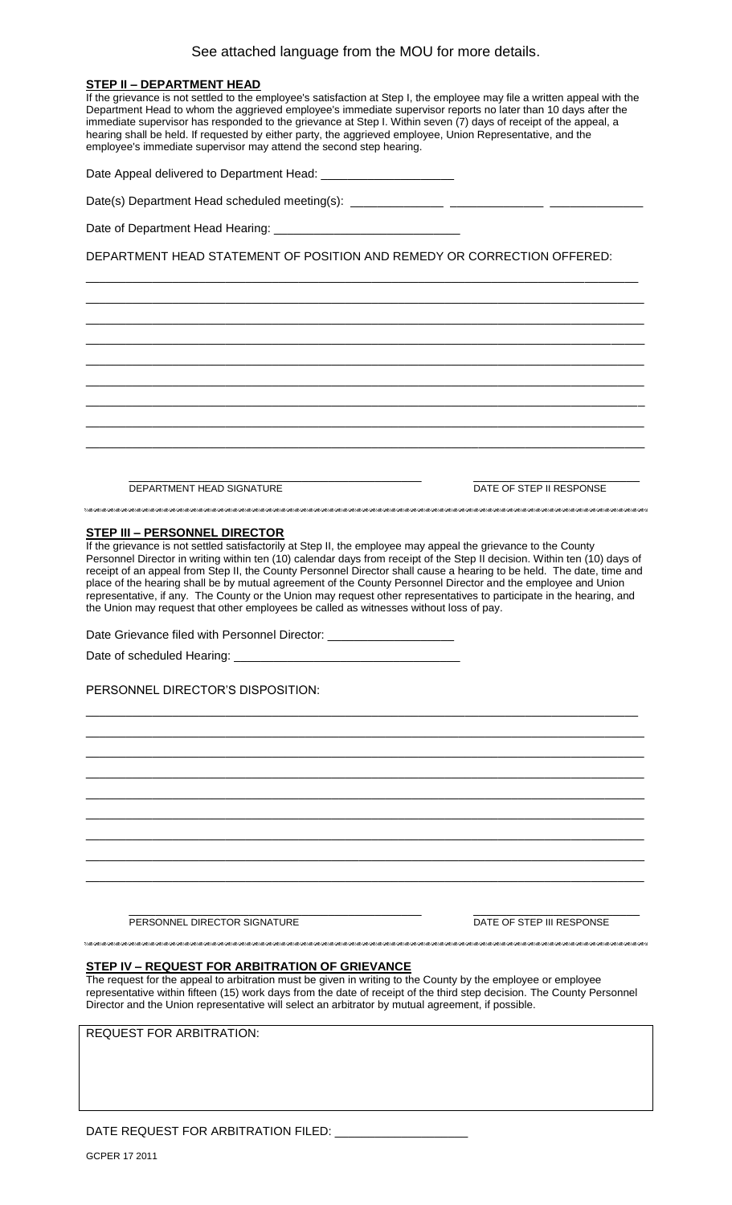See attached language from the MOU for more details.

**STEP II – DEPARTMENT HEAD**

If the grievance is not settled to the employee's satisfaction at Step I, the employee may file a written appeal with the Department Head to whom the aggrieved employee's immediate supervisor reports no later than 10 days after the immediate supervisor has responded to the grievance at Step I. Within seven (7) days of receipt of the appeal, a hearing shall be held. If requested by either party, the aggrieved employee, Union Representative, and the employee's immediate supervisor may attend the second step hearing.

Date Appeal delivered to Department Head: ____________________

Date(s) Department Head scheduled meeting(s): ______________ ______________ ______________

Date of Department Head Hearing: ____________________________

DEPARTMENT HEAD STATEMENT OF POSITION AND REMEDY OR CORRECTION OFFERED:

______________________________________________________________________________________

______________________________________________________________________________________

______________________________________________________________________________________

______________________________________________________________________________________

______________________________________________________________________________________

______________________________________________________________________________________

______________________________________________________________________________________

______________________________________________________________________________________

______________________________________________________________________________________

______________________________________________ ____________________________

DEPARTMENT HEAD SIGNATURE DATE OF STEP II RESPONSE

---

**STEP III – PERSONNEL DIRECTOR**

If the grievance is not settled satisfactorily at Step II, the employee may appeal the grievance to the County Personnel Director in writing within ten (10) calendar days from receipt of the Step II decision. Within ten (10) days of receipt of an appeal from Step II, the County Personnel Director shall cause a hearing to be held. The date, time and place of the hearing shall be by mutual agreement of the County Personnel Director and the employee and Union representative, if any. The County or the Union may request other representatives to participate in the hearing, and the Union may request that other employees be called as witnesses without loss of pay.

Date Grievance filed with Personnel Director: ___________________

Date of scheduled Hearing: __________________________________

PERSONNEL DIRECTOR'S DISPOSITION:

______________________________________________________________________________________

______________________________________________________________________________________

______________________________________________________________________________________

______________________________________________________________________________________

______________________________________________________________________________________

______________________________________________________________________________________

______________________________________________________________________________________

______________________________________________________________________________________

______________________________________________________________________________________

______________________________________________ ____________________________

PERSONNEL DIRECTOR SIGNATURE DATE OF STEP III RESPONSE

---

**STEP IV – REQUEST FOR ARBITRATION OF GRIEVANCE**

The request for the appeal to arbitration must be given in writing to the County by the employee or employee representative within fifteen (15) work days from the date of receipt of the third step decision. The County Personnel Director and the Union representative will select an arbitrator by mutual agreement, if possible.

REQUEST FOR ARBITRATION:

DATE REQUEST FOR ARBITRATION FILED: ____________________

GCPER 17 2011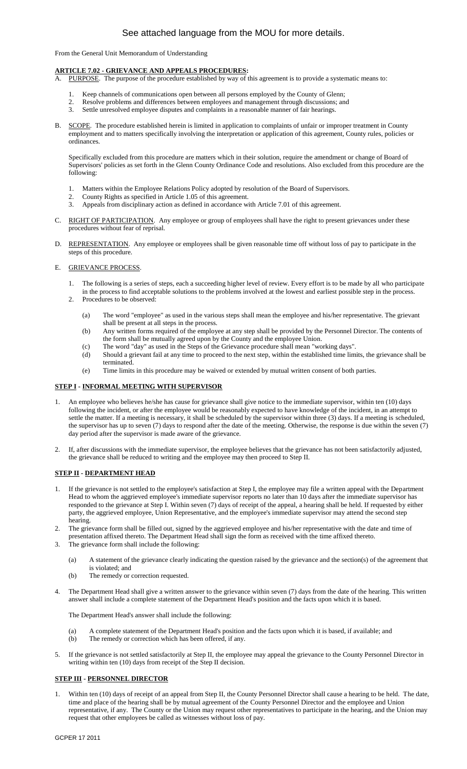# See attached language from the MOU for more details.

From the General Unit Memorandum of Understanding

## ARTICLE 7.02 - GRIEVANCE AND APPEALS PROCEDURES:

A. PURPOSE. The purpose of the procedure established by way of this agreement is to provide a systematic means to:

1. Keep channels of communications open between all persons employed by the County of Glenn;
2. Resolve problems and differences between employees and management through discussions; and
3. Settle unresolved employee disputes and complaints in a reasonable manner of fair hearings.

B. SCOPE. The procedure established herein is limited in application to complaints of unfair or improper treatment in County employment and to matters specifically involving the interpretation or application of this agreement, County rules, policies or ordinances.

Specifically excluded from this procedure are matters which in their solution, require the amendment or change of Board of Supervisors' policies as set forth in the Glenn County Ordinance Code and resolutions. Also excluded from this procedure are the following:

1. Matters within the Employee Relations Policy adopted by resolution of the Board of Supervisors.
2. County Rights as specified in Article 1.05 of this agreement.
3. Appeals from disciplinary action as defined in accordance with Article 7.01 of this agreement.

C. RIGHT OF PARTICIPATION. Any employee or group of employees shall have the right to present grievances under these procedures without fear of reprisal.

D. REPRESENTATION. Any employee or employees shall be given reasonable time off without loss of pay to participate in the steps of this procedure.

E. GRIEVANCE PROCESS.

1. The following is a series of steps, each a succeeding higher level of review. Every effort is to be made by all who participate in the process to find acceptable solutions to the problems involved at the lowest and earliest possible step in the process.
2. Procedures to be observed:
   - (a) The word "employee" as used in the various steps shall mean the employee and his/her representative. The grievant shall be present at all steps in the process.
   - (b) Any written forms required of the employee at any step shall be provided by the Personnel Director. The contents of the form shall be mutually agreed upon by the County and the employee Union.
   - (c) The word "day" as used in the Steps of the Grievance procedure shall mean "working days".
   - (d) Should a grievant fail at any time to proceed to the next step, within the established time limits, the grievance shall be terminated.
   - (e) Time limits in this procedure may be waived or extended by mutual written consent of both parties.

### STEP I - INFORMAL MEETING WITH SUPERVISOR

1. An employee who believes he/she has cause for grievance shall give notice to the immediate supervisor, within ten (10) days following the incident, or after the employee would be reasonably expected to have knowledge of the incident, in an attempt to settle the matter. If a meeting is necessary, it shall be scheduled by the supervisor within three (3) days. If a meeting is scheduled, the supervisor has up to seven (7) days to respond after the date of the meeting. Otherwise, the response is due within the seven (7) day period after the supervisor is made aware of the grievance.

2. If, after discussions with the immediate supervisor, the employee believes that the grievance has not been satisfactorily adjusted, the grievance shall be reduced to writing and the employee may then proceed to Step II.

### STEP II - DEPARTMENT HEAD

1. If the grievance is not settled to the employee's satisfaction at Step I, the employee may file a written appeal with the Department Head to whom the aggrieved employee's immediate supervisor reports no later than 10 days after the immediate supervisor has responded to the grievance at Step I. Within seven (7) days of receipt of the appeal, a hearing shall be held. If requested by either party, the aggrieved employee, Union Representative, and the employee's immediate supervisor may attend the second step hearing.
2. The grievance form shall be filled out, signed by the aggrieved employee and his/her representative with the date and time of presentation affixed thereto. The Department Head shall sign the form as received with the time affixed thereto.
3. The grievance form shall include the following:
   - (a) A statement of the grievance clearly indicating the question raised by the grievance and the section(s) of the agreement that is violated; and
   - (b) The remedy or correction requested.
4. The Department Head shall give a written answer to the grievance within seven (7) days from the date of the hearing. This written answer shall include a complete statement of the Department Head's position and the facts upon which it is based.

   The Department Head's answer shall include the following:

   - (a) A complete statement of the Department Head's position and the facts upon which it is based, if available; and
   - (b) The remedy or correction which has been offered, if any.
5. If the grievance is not settled satisfactorily at Step II, the employee may appeal the grievance to the County Personnel Director in writing within ten (10) days from receipt of the Step II decision.

### STEP III - PERSONNEL DIRECTOR

1. Within ten (10) days of receipt of an appeal from Step II, the County Personnel Director shall cause a hearing to be held. The date, time and place of the hearing shall be by mutual agreement of the County Personnel Director and the employee and Union representative, if any. The County or the Union may request other representatives to participate in the hearing, and the Union may request that other employees be called as witnesses without loss of pay.

GCPER 17 2011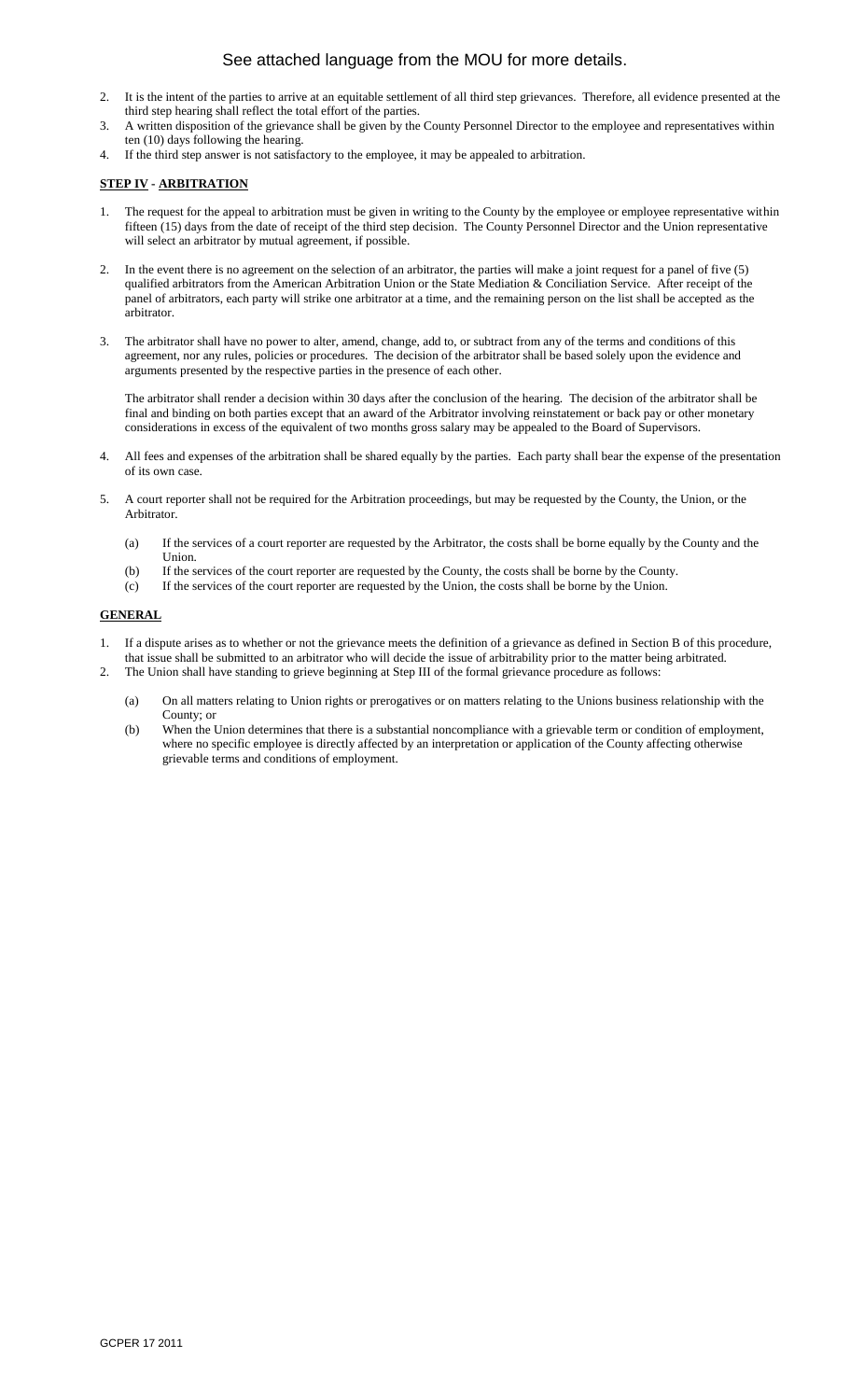See attached language from the MOU for more details.

2. It is the intent of the parties to arrive at an equitable settlement of all third step grievances. Therefore, all evidence presented at the third step hearing shall reflect the total effort of the parties.
3. A written disposition of the grievance shall be given by the County Personnel Director to the employee and representatives within ten (10) days following the hearing.
4. If the third step answer is not satisfactory to the employee, it may be appealed to arbitration.

**STEP IV - ARBITRATION**

1. The request for the appeal to arbitration must be given in writing to the County by the employee or employee representative within fifteen (15) days from the date of receipt of the third step decision. The County Personnel Director and the Union representative will select an arbitrator by mutual agreement, if possible.

2. In the event there is no agreement on the selection of an arbitrator, the parties will make a joint request for a panel of five (5) qualified arbitrators from the American Arbitration Union or the State Mediation & Conciliation Service. After receipt of the panel of arbitrators, each party will strike one arbitrator at a time, and the remaining person on the list shall be accepted as the arbitrator.

3. The arbitrator shall have no power to alter, amend, change, add to, or subtract from any of the terms and conditions of this agreement, nor any rules, policies or procedures. The decision of the arbitrator shall be based solely upon the evidence and arguments presented by the respective parties in the presence of each other.

   The arbitrator shall render a decision within 30 days after the conclusion of the hearing. The decision of the arbitrator shall be final and binding on both parties except that an award of the Arbitrator involving reinstatement or back pay or other monetary considerations in excess of the equivalent of two months gross salary may be appealed to the Board of Supervisors.

4. All fees and expenses of the arbitration shall be shared equally by the parties. Each party shall bear the expense of the presentation of its own case.

5. A court reporter shall not be required for the Arbitration proceedings, but may be requested by the County, the Union, or the Arbitrator.

   (a) If the services of a court reporter are requested by the Arbitrator, the costs shall be borne equally by the County and the Union.
   (b) If the services of the court reporter are requested by the County, the costs shall be borne by the County.
   (c) If the services of the court reporter are requested by the Union, the costs shall be borne by the Union.

**GENERAL**

1. If a dispute arises as to whether or not the grievance meets the definition of a grievance as defined in Section B of this procedure, that issue shall be submitted to an arbitrator who will decide the issue of arbitrability prior to the matter being arbitrated.
2. The Union shall have standing to grieve beginning at Step III of the formal grievance procedure as follows:

   (a) On all matters relating to Union rights or prerogatives or on matters relating to the Unions business relationship with the County; or
   (b) When the Union determines that there is a substantial noncompliance with a grievable term or condition of employment, where no specific employee is directly affected by an interpretation or application of the County affecting otherwise grievable terms and conditions of employment.

GCPER 17 2011